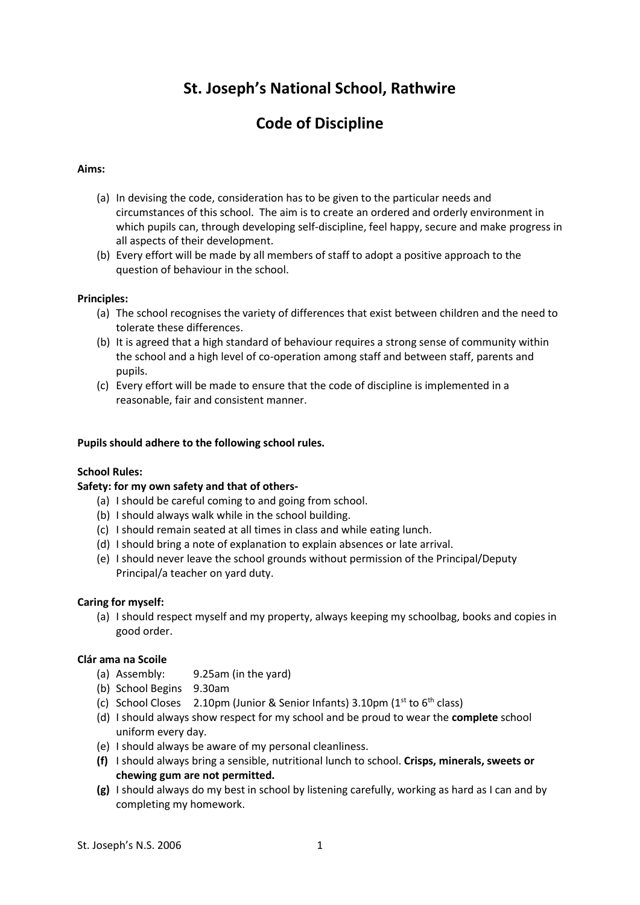# St. Joseph's National School, Rathwire

# Code of Discipline

**Aims:**

(a) In devising the code, consideration has to be given to the particular needs and circumstances of this school. The aim is to create an ordered and orderly environment in which pupils can, through developing self-discipline, feel happy, secure and make progress in all aspects of their development.

(b) Every effort will be made by all members of staff to adopt a positive approach to the question of behaviour in the school.

**Principles:**

(a) The school recognises the variety of differences that exist between children and the need to tolerate these differences.

(b) It is agreed that a high standard of behaviour requires a strong sense of community within the school and a high level of co-operation among staff and between staff, parents and pupils.

(c) Every effort will be made to ensure that the code of discipline is implemented in a reasonable, fair and consistent manner.

**Pupils should adhere to the following school rules.**

**School Rules:**

**Safety: for my own safety and that of others-**

(a) I should be careful coming to and going from school.

(b) I should always walk while in the school building.

(c) I should remain seated at all times in class and while eating lunch.

(d) I should bring a note of explanation to explain absences or late arrival.

(e) I should never leave the school grounds without permission of the Principal/Deputy Principal/a teacher on yard duty.

**Caring for myself:**

(a) I should respect myself and my property, always keeping my schoolbag, books and copies in good order.

**Clár ama na Scoile**

(a) Assembly: 9.25am (in the yard)

(b) School Begins 9.30am

(c) School Closes 2.10pm (Junior & Senior Infants) 3.10pm (1st to 6th class)

(d) I should always show respect for my school and be proud to wear the **complete** school uniform every day.

(e) I should always be aware of my personal cleanliness.

**(f)** I should always bring a sensible, nutritional lunch to school. **Crisps, minerals, sweets or chewing gum are not permitted.**

**(g)** I should always do my best in school by listening carefully, working as hard as I can and by completing my homework.

St. Joseph's N.S. 2006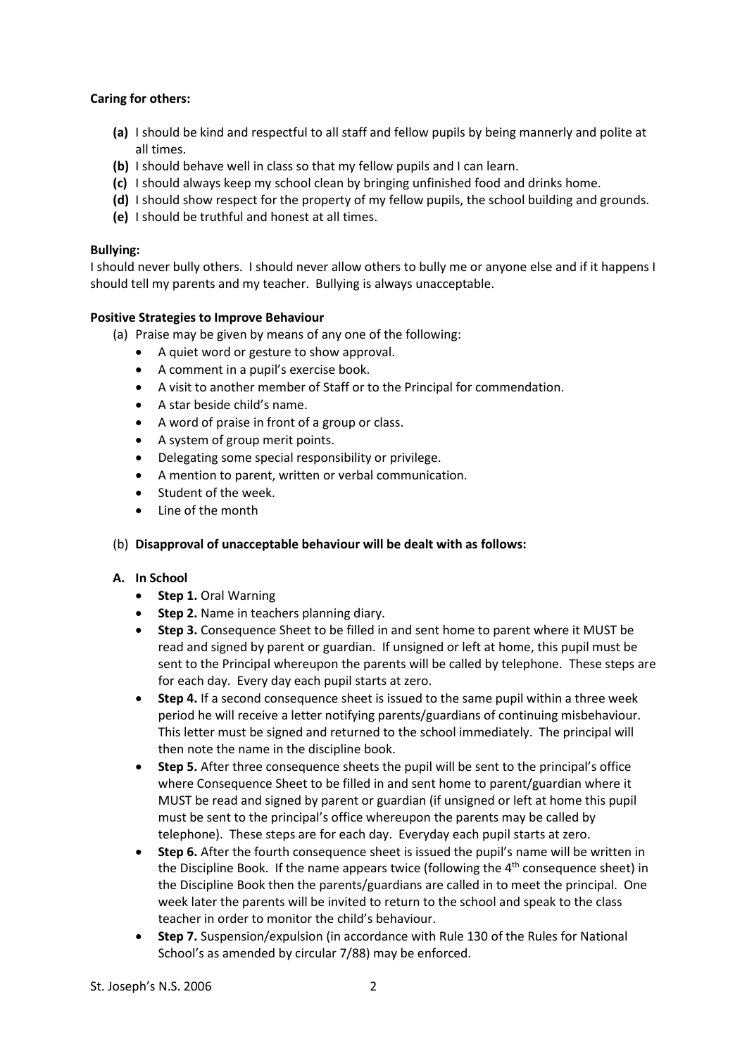**Caring for others:**

- **(a)** I should be kind and respectful to all staff and fellow pupils by being mannerly and polite at all times.
- **(b)** I should behave well in class so that my fellow pupils and I can learn.
- **(c)** I should always keep my school clean by bringing unfinished food and drinks home.
- **(d)** I should show respect for the property of my fellow pupils, the school building and grounds.
- **(e)** I should be truthful and honest at all times.

**Bullying:**

I should never bully others. I should never allow others to bully me or anyone else and if it happens I should tell my parents and my teacher. Bullying is always unacceptable.

**Positive Strategies to Improve Behaviour**

(a) Praise may be given by means of any one of the following:

- A quiet word or gesture to show approval.
- A comment in a pupil's exercise book.
- A visit to another member of Staff or to the Principal for commendation.
- A star beside child's name.
- A word of praise in front of a group or class.
- A system of group merit points.
- Delegating some special responsibility or privilege.
- A mention to parent, written or verbal communication.
- Student of the week.
- Line of the month

(b) **Disapproval of unacceptable behaviour will be dealt with as follows:**

**A. In School**

- **Step 1.** Oral Warning
- **Step 2.** Name in teachers planning diary.
- **Step 3.** Consequence Sheet to be filled in and sent home to parent where it MUST be read and signed by parent or guardian. If unsigned or left at home, this pupil must be sent to the Principal whereupon the parents will be called by telephone. These steps are for each day. Every day each pupil starts at zero.
- **Step 4.** If a second consequence sheet is issued to the same pupil within a three week period he will receive a letter notifying parents/guardians of continuing misbehaviour. This letter must be signed and returned to the school immediately. The principal will then note the name in the discipline book.
- **Step 5.** After three consequence sheets the pupil will be sent to the principal's office where Consequence Sheet to be filled in and sent home to parent/guardian where it MUST be read and signed by parent or guardian (if unsigned or left at home this pupil must be sent to the principal's office whereupon the parents may be called by telephone). These steps are for each day. Everyday each pupil starts at zero.
- **Step 6.** After the fourth consequence sheet is issued the pupil's name will be written in the Discipline Book. If the name appears twice (following the 4th consequence sheet) in the Discipline Book then the parents/guardians are called in to meet the principal. One week later the parents will be invited to return to the school and speak to the class teacher in order to monitor the child's behaviour.
- **Step 7.** Suspension/expulsion (in accordance with Rule 130 of the Rules for National School's as amended by circular 7/88) may be enforced.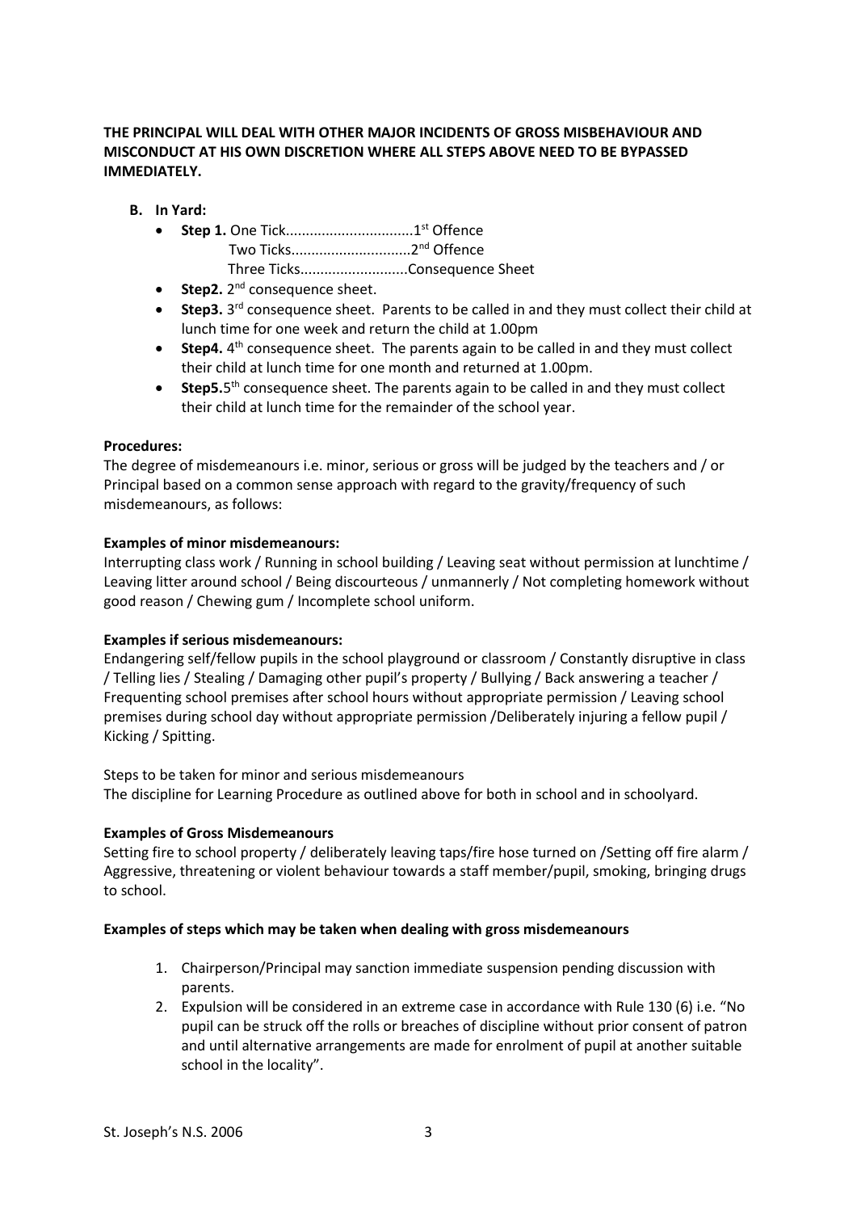**THE PRINCIPAL WILL DEAL WITH OTHER MAJOR INCIDENTS OF GROSS MISBEHAVIOUR AND MISCONDUCT AT HIS OWN DISCRETION WHERE ALL STEPS ABOVE NEED TO BE BYPASSED IMMEDIATELY.**

**B. In Yard:**

- **Step 1.** One Tick................................1st Offence
  Two Ticks.............................2nd Offence
  Three Ticks...........................Consequence Sheet
- **Step2.** 2nd consequence sheet.
- **Step3.** 3rd consequence sheet. Parents to be called in and they must collect their child at lunch time for one week and return the child at 1.00pm
- **Step4.** 4th consequence sheet. The parents again to be called in and they must collect their child at lunch time for one month and returned at 1.00pm.
- **Step5.** 5th consequence sheet. The parents again to be called in and they must collect their child at lunch time for the remainder of the school year.

**Procedures:**

The degree of misdemeanours i.e. minor, serious or gross will be judged by the teachers and / or Principal based on a common sense approach with regard to the gravity/frequency of such misdemeanours, as follows:

**Examples of minor misdemeanours:**

Interrupting class work / Running in school building / Leaving seat without permission at lunchtime / Leaving litter around school / Being discourteous / unmannerly / Not completing homework without good reason / Chewing gum / Incomplete school uniform.

**Examples if serious misdemeanours:**

Endangering self/fellow pupils in the school playground or classroom / Constantly disruptive in class / Telling lies / Stealing / Damaging other pupil's property / Bullying / Back answering a teacher / Frequenting school premises after school hours without appropriate permission / Leaving school premises during school day without appropriate permission /Deliberately injuring a fellow pupil / Kicking / Spitting.

Steps to be taken for minor and serious misdemeanours
The discipline for Learning Procedure as outlined above for both in school and in schoolyard.

**Examples of Gross Misdemeanours**

Setting fire to school property / deliberately leaving taps/fire hose turned on /Setting off fire alarm / Aggressive, threatening or violent behaviour towards a staff member/pupil, smoking, bringing drugs to school.

**Examples of steps which may be taken when dealing with gross misdemeanours**

1. Chairperson/Principal may sanction immediate suspension pending discussion with parents.
2. Expulsion will be considered in an extreme case in accordance with Rule 130 (6) i.e. "No pupil can be struck off the rolls or breaches of discipline without prior consent of patron and until alternative arrangements are made for enrolment of pupil at another suitable school in the locality".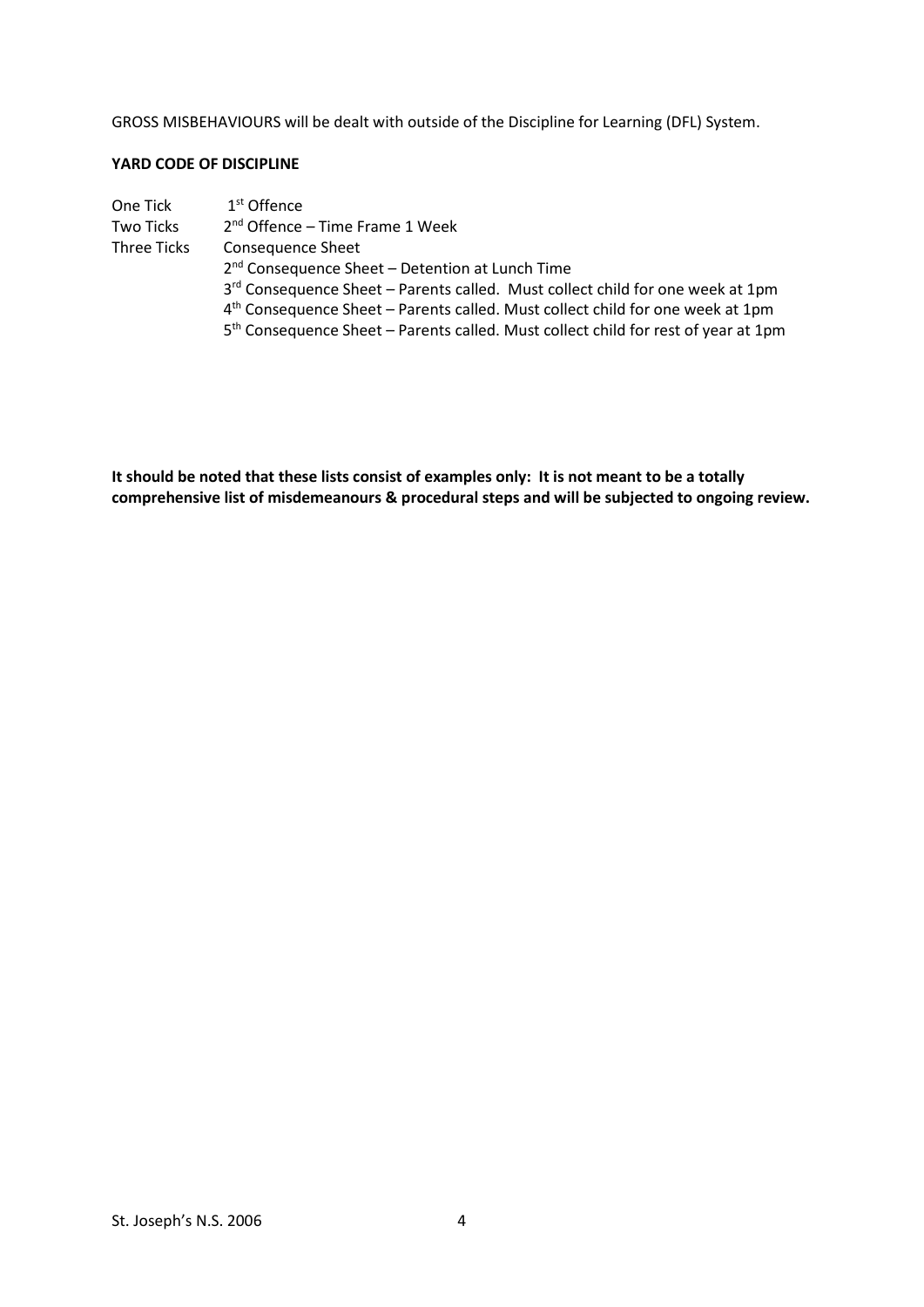GROSS MISBEHAVIOURS will be dealt with outside of the Discipline for Learning (DFL) System.

**YARD CODE OF DISCIPLINE**

| | |
|---|---|
| One Tick | 1st Offence |
| Two Ticks | 2nd Offence – Time Frame 1 Week |
| Three Ticks | Consequence Sheet |
| | 2nd Consequence Sheet – Detention at Lunch Time |
| | 3rd Consequence Sheet – Parents called. Must collect child for one week at 1pm |
| | 4th Consequence Sheet – Parents called. Must collect child for one week at 1pm |
| | 5th Consequence Sheet – Parents called. Must collect child for rest of year at 1pm |

**It should be noted that these lists consist of examples only: It is not meant to be a totally comprehensive list of misdemeanours & procedural steps and will be subjected to ongoing review.**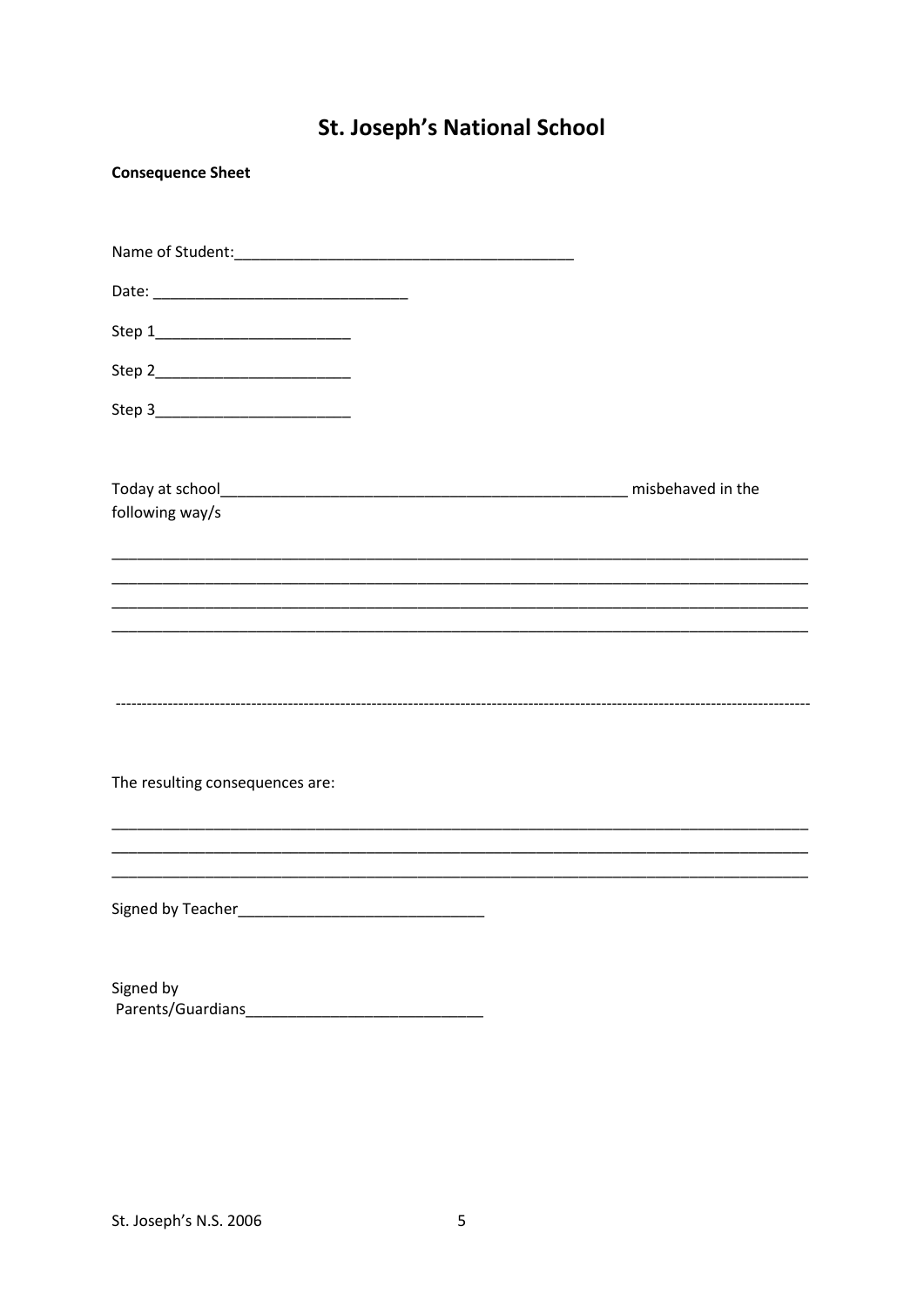# St. Joseph's National School

**Consequence Sheet**

Name of Student:________________________________________

Date: ______________________________

Step 1_______________________

Step 2_______________________

Step 3_______________________

Today at school__________________________________________________ misbehaved in the following way/s

_________________________________________________________________________________________
_________________________________________________________________________________________
_________________________________________________________________________________________
_________________________________________________________________________________________

-----------------------------------------------------------------------------------------------------------------------------------

The resulting consequences are:

_________________________________________________________________________________________
_________________________________________________________________________________________
_________________________________________________________________________________________

Signed by Teacher_____________________________

Signed by Parents/Guardians____________________________